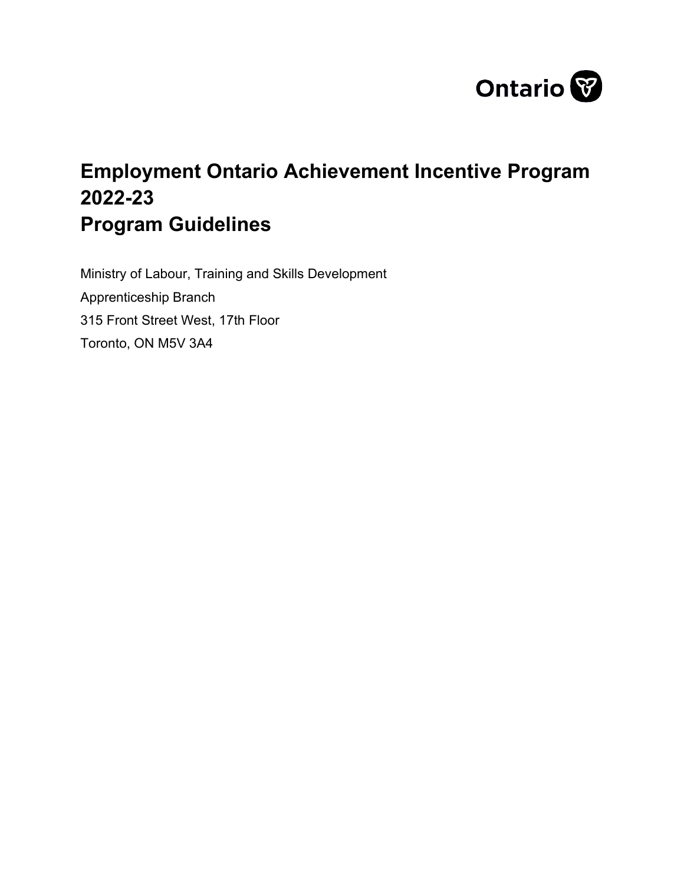Ontario

# Employment Ontario Achievement Incentive Program 2022-23 Program Guidelines

Ministry of Labour, Training and Skills Development

Apprenticeship Branch

315 Front Street West, 17th Floor

Toronto, ON M5V 3A4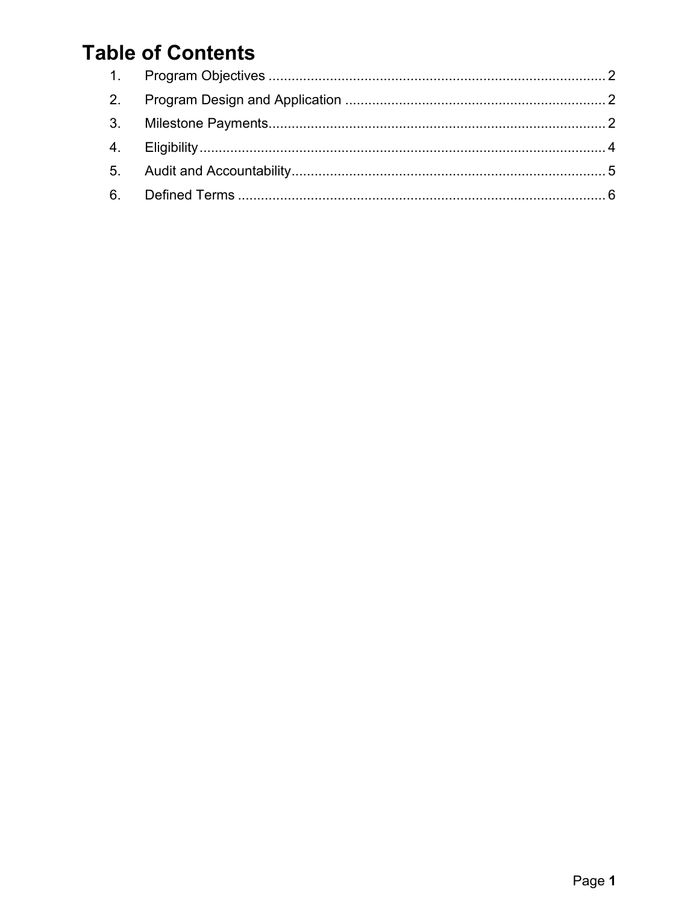# Table of Contents

1. Program Objectives ........................................................................................ 2
2. Program Design and Application .................................................................... 2
3. Milestone Payments........................................................................................ 2
4. Eligibility .......................................................................................................... 4
5. Audit and Accountability.................................................................................. 5
6. Defined Terms ................................................................................................. 6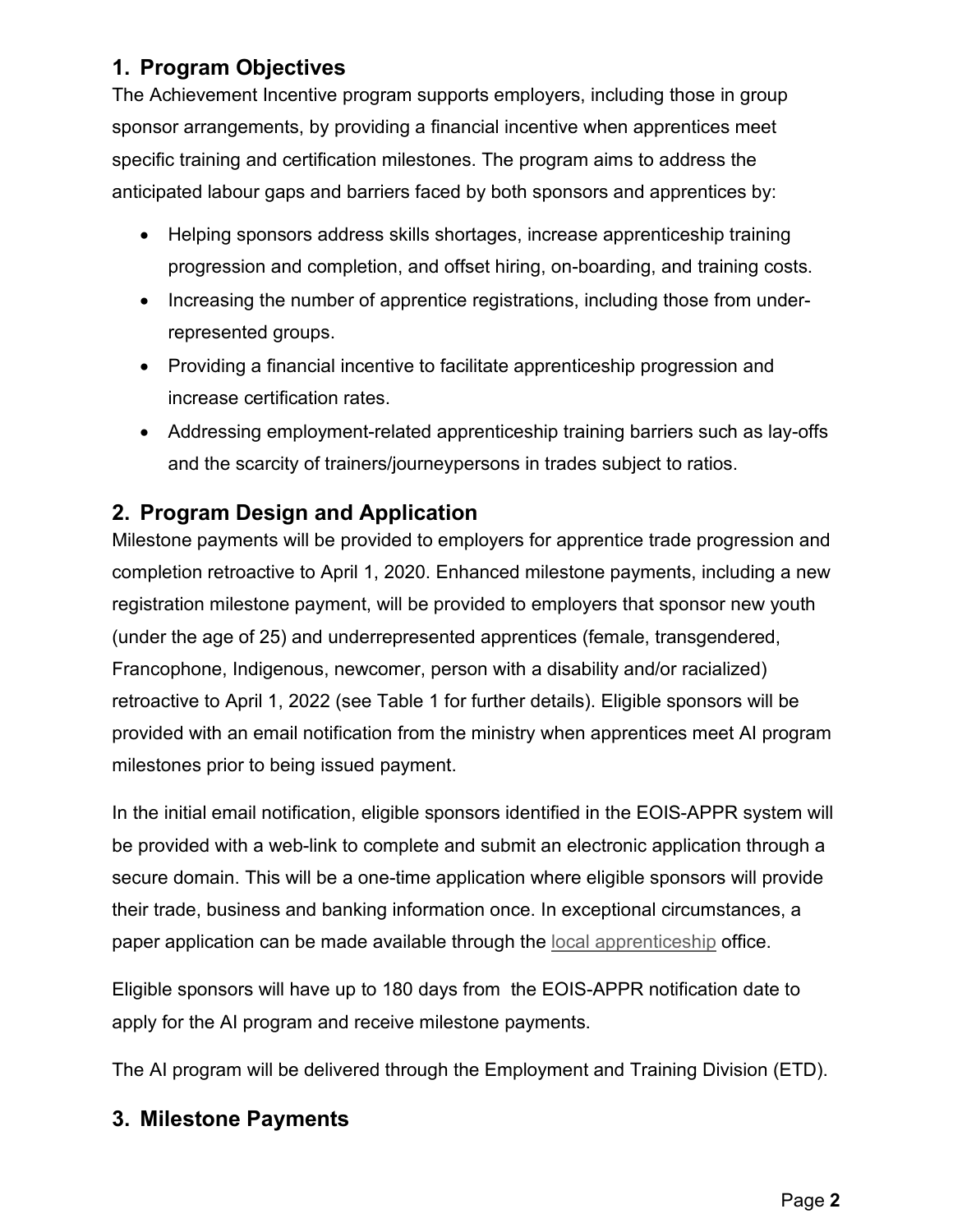## 1. Program Objectives

The Achievement Incentive program supports employers, including those in group sponsor arrangements, by providing a financial incentive when apprentices meet specific training and certification milestones. The program aims to address the anticipated labour gaps and barriers faced by both sponsors and apprentices by:

- Helping sponsors address skills shortages, increase apprenticeship training progression and completion, and offset hiring, on-boarding, and training costs.
- Increasing the number of apprentice registrations, including those from under-represented groups.
- Providing a financial incentive to facilitate apprenticeship progression and increase certification rates.
- Addressing employment-related apprenticeship training barriers such as lay-offs and the scarcity of trainers/journeypersons in trades subject to ratios.

## 2. Program Design and Application

Milestone payments will be provided to employers for apprentice trade progression and completion retroactive to April 1, 2020. Enhanced milestone payments, including a new registration milestone payment, will be provided to employers that sponsor new youth (under the age of 25) and underrepresented apprentices (female, transgendered, Francophone, Indigenous, newcomer, person with a disability and/or racialized) retroactive to April 1, 2022 (see Table 1 for further details). Eligible sponsors will be provided with an email notification from the ministry when apprentices meet AI program milestones prior to being issued payment.

In the initial email notification, eligible sponsors identified in the EOIS-APPR system will be provided with a web-link to complete and submit an electronic application through a secure domain. This will be a one-time application where eligible sponsors will provide their trade, business and banking information once. In exceptional circumstances, a paper application can be made available through the local apprenticeship office.

Eligible sponsors will have up to 180 days from the EOIS-APPR notification date to apply for the AI program and receive milestone payments.

The AI program will be delivered through the Employment and Training Division (ETD).

## 3. Milestone Payments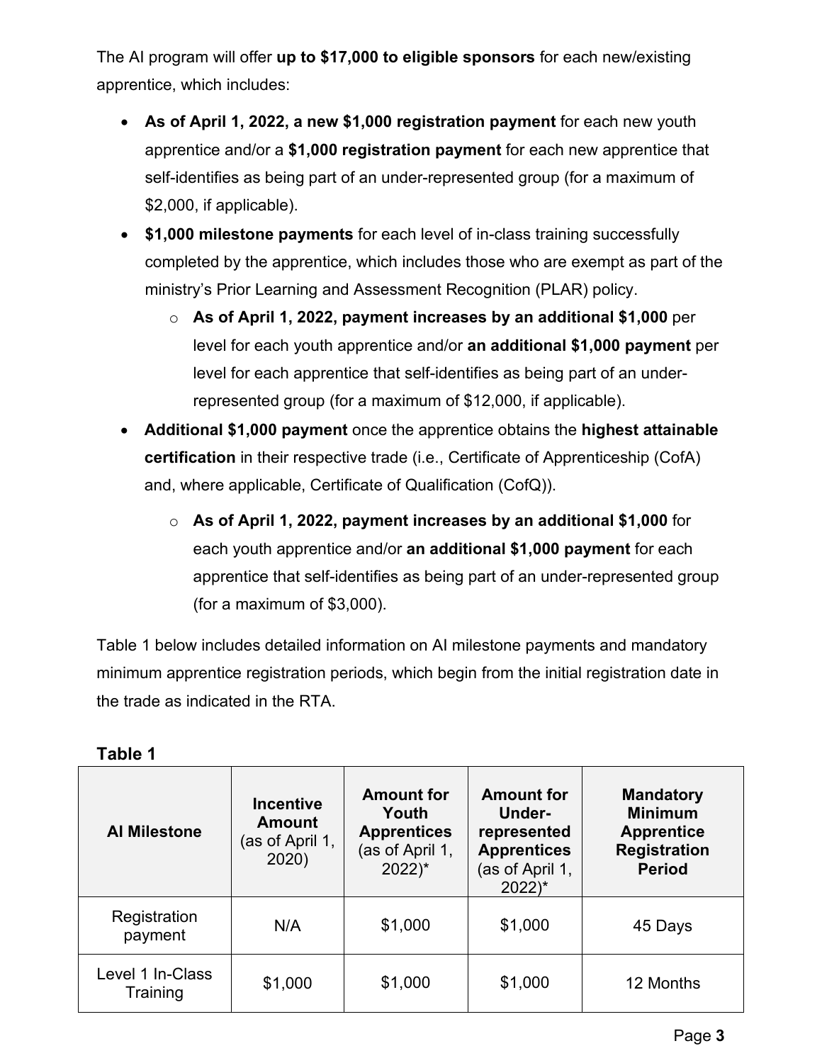The AI program will offer **up to $17,000 to eligible sponsors** for each new/existing apprentice, which includes:

- **As of April 1, 2022, a new $1,000 registration payment** for each new youth apprentice and/or a **$1,000 registration payment** for each new apprentice that self-identifies as being part of an under-represented group (for a maximum of $2,000, if applicable).
- **$1,000 milestone payments** for each level of in-class training successfully completed by the apprentice, which includes those who are exempt as part of the ministry's Prior Learning and Assessment Recognition (PLAR) policy.
  - **As of April 1, 2022, payment increases by an additional $1,000** per level for each youth apprentice and/or **an additional $1,000 payment** per level for each apprentice that self-identifies as being part of an under-represented group (for a maximum of $12,000, if applicable).
- **Additional $1,000 payment** once the apprentice obtains the **highest attainable certification** in their respective trade (i.e., Certificate of Apprenticeship (CofA) and, where applicable, Certificate of Qualification (CofQ)).
  - **As of April 1, 2022, payment increases by an additional $1,000** for each youth apprentice and/or **an additional $1,000 payment** for each apprentice that self-identifies as being part of an under-represented group (for a maximum of $3,000).

Table 1 below includes detailed information on AI milestone payments and mandatory minimum apprentice registration periods, which begin from the initial registration date in the trade as indicated in the RTA.

**Table 1**

| AI Milestone | Incentive Amount (as of April 1, 2020) | Amount for Youth Apprentices (as of April 1, 2022)* | Amount for Under-represented Apprentices (as of April 1, 2022)* | Mandatory Minimum Apprentice Registration Period |
|---|---|---|---|---|
| Registration payment | N/A | $1,000 | $1,000 | 45 Days |
| Level 1 In-Class Training | $1,000 | $1,000 | $1,000 | 12 Months |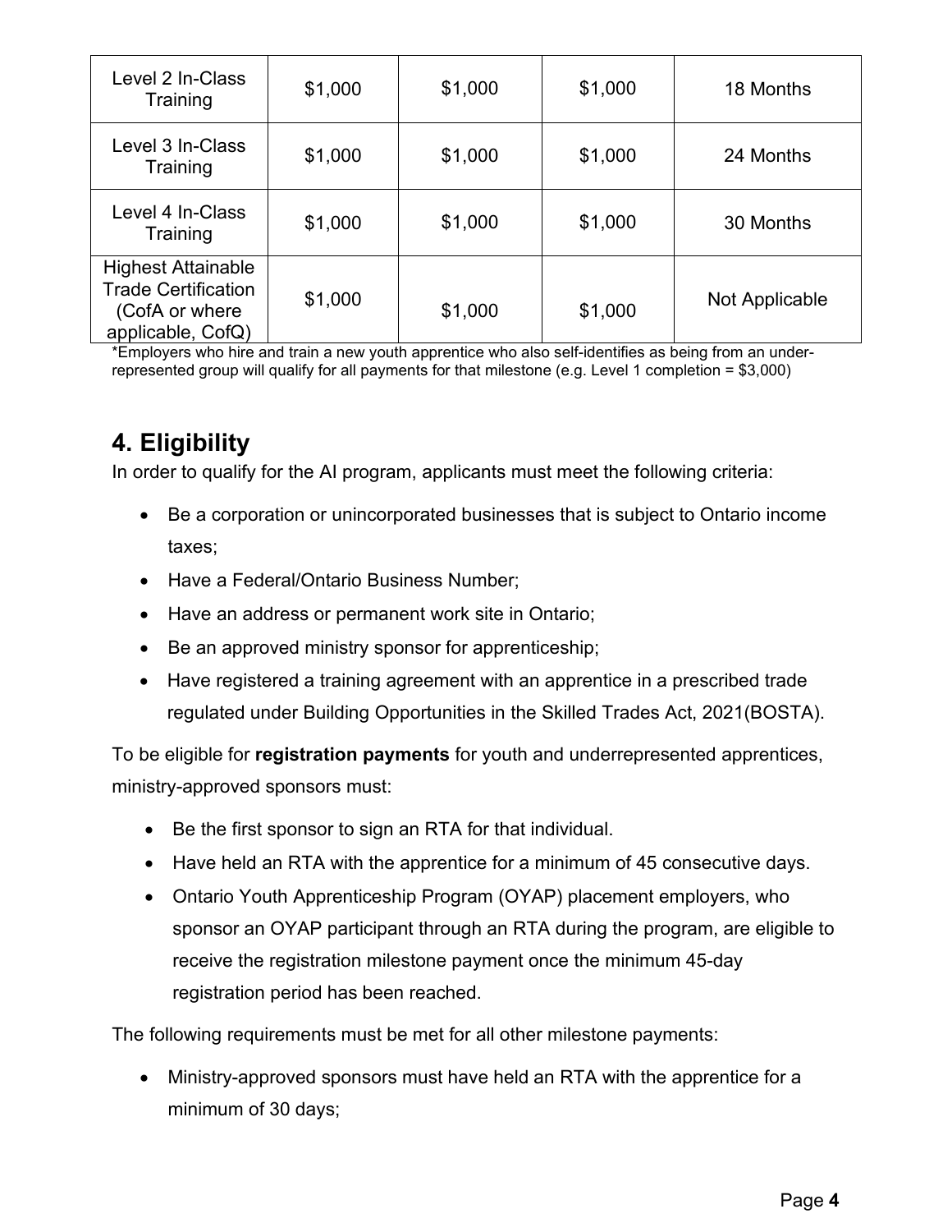| | | | | |
|---|---|---|---|---|
| Level 2 In-Class Training | $1,000 | $1,000 | $1,000 | 18 Months |
| Level 3 In-Class Training | $1,000 | $1,000 | $1,000 | 24 Months |
| Level 4 In-Class Training | $1,000 | $1,000 | $1,000 | 30 Months |
| Highest Attainable Trade Certification (CofA or where applicable, CofQ) | $1,000 | $1,000 | $1,000 | Not Applicable |

*Employers who hire and train a new youth apprentice who also self-identifies as being from an under-represented group will qualify for all payments for that milestone (e.g. Level 1 completion = $3,000)

## 4. Eligibility

In order to qualify for the AI program, applicants must meet the following criteria:

- Be a corporation or unincorporated businesses that is subject to Ontario income taxes;
- Have a Federal/Ontario Business Number;
- Have an address or permanent work site in Ontario;
- Be an approved ministry sponsor for apprenticeship;
- Have registered a training agreement with an apprentice in a prescribed trade regulated under Building Opportunities in the Skilled Trades Act, 2021(BOSTA).

To be eligible for **registration payments** for youth and underrepresented apprentices, ministry-approved sponsors must:

- Be the first sponsor to sign an RTA for that individual.
- Have held an RTA with the apprentice for a minimum of 45 consecutive days.
- Ontario Youth Apprenticeship Program (OYAP) placement employers, who sponsor an OYAP participant through an RTA during the program, are eligible to receive the registration milestone payment once the minimum 45-day registration period has been reached.

The following requirements must be met for all other milestone payments:

- Ministry-approved sponsors must have held an RTA with the apprentice for a minimum of 30 days;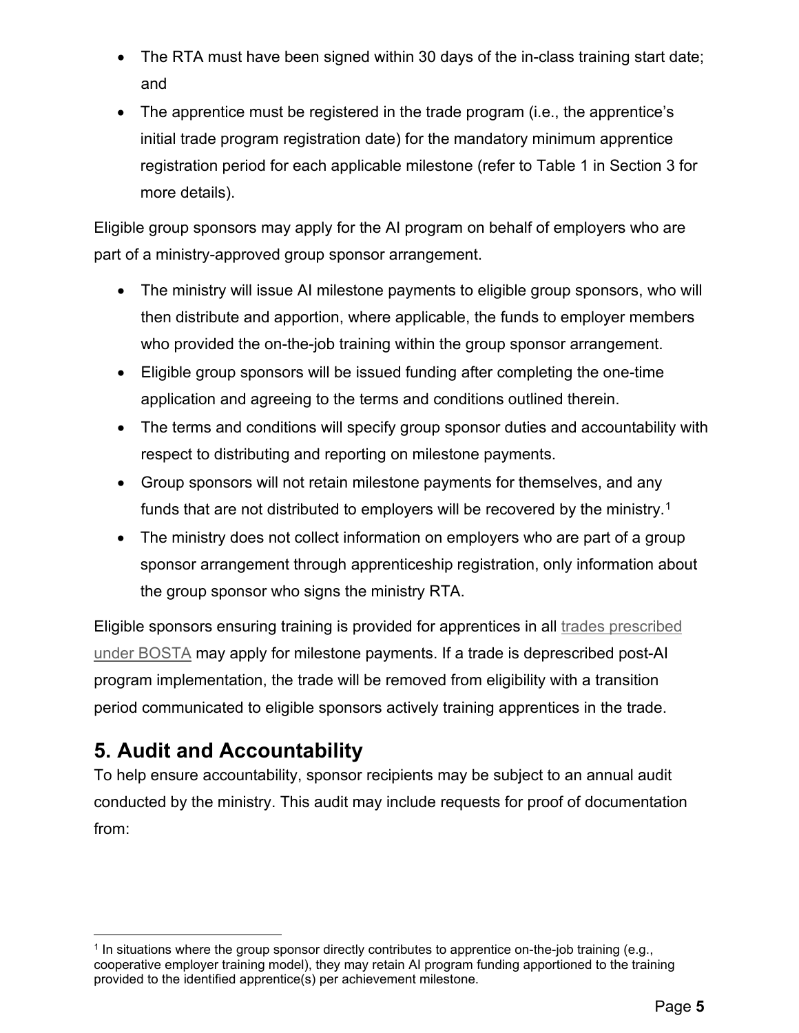- The RTA must have been signed within 30 days of the in-class training start date; and
- The apprentice must be registered in the trade program (i.e., the apprentice's initial trade program registration date) for the mandatory minimum apprentice registration period for each applicable milestone (refer to Table 1 in Section 3 for more details).

Eligible group sponsors may apply for the AI program on behalf of employers who are part of a ministry-approved group sponsor arrangement.

- The ministry will issue AI milestone payments to eligible group sponsors, who will then distribute and apportion, where applicable, the funds to employer members who provided the on-the-job training within the group sponsor arrangement.
- Eligible group sponsors will be issued funding after completing the one-time application and agreeing to the terms and conditions outlined therein.
- The terms and conditions will specify group sponsor duties and accountability with respect to distributing and reporting on milestone payments.
- Group sponsors will not retain milestone payments for themselves, and any funds that are not distributed to employers will be recovered by the ministry.[1]
- The ministry does not collect information on employers who are part of a group sponsor arrangement through apprenticeship registration, only information about the group sponsor who signs the ministry RTA.

Eligible sponsors ensuring training is provided for apprentices in all trades prescribed under BOSTA may apply for milestone payments. If a trade is deprescribed post-AI program implementation, the trade will be removed from eligibility with a transition period communicated to eligible sponsors actively training apprentices in the trade.

## 5. Audit and Accountability

To help ensure accountability, sponsor recipients may be subject to an annual audit conducted by the ministry. This audit may include requests for proof of documentation from:

[1] In situations where the group sponsor directly contributes to apprentice on-the-job training (e.g., cooperative employer training model), they may retain AI program funding apportioned to the training provided to the identified apprentice(s) per achievement milestone.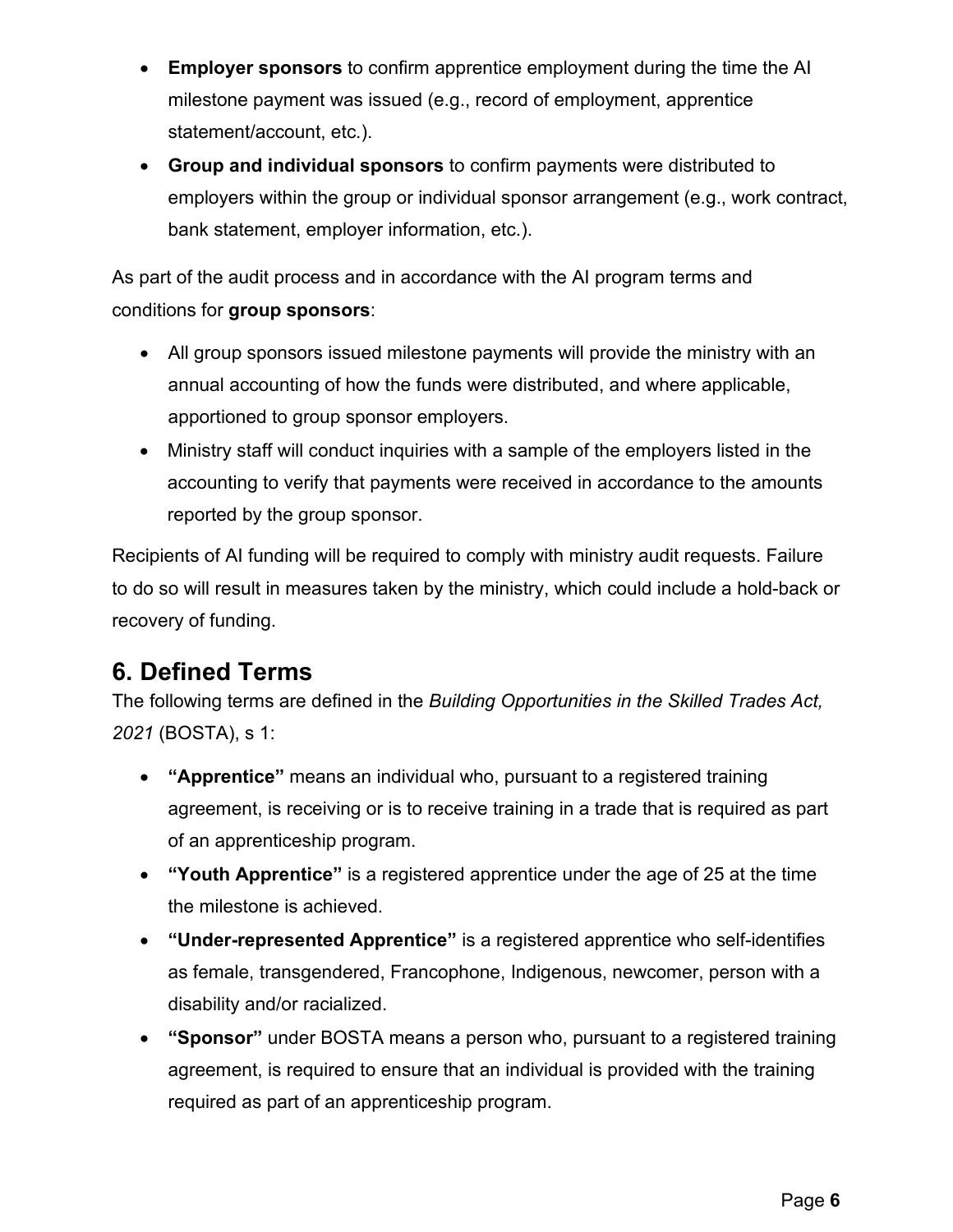- **Employer sponsors** to confirm apprentice employment during the time the AI milestone payment was issued (e.g., record of employment, apprentice statement/account, etc.).
- **Group and individual sponsors** to confirm payments were distributed to employers within the group or individual sponsor arrangement (e.g., work contract, bank statement, employer information, etc.).

As part of the audit process and in accordance with the AI program terms and conditions for **group sponsors**:

- All group sponsors issued milestone payments will provide the ministry with an annual accounting of how the funds were distributed, and where applicable, apportioned to group sponsor employers.
- Ministry staff will conduct inquiries with a sample of the employers listed in the accounting to verify that payments were received in accordance to the amounts reported by the group sponsor.

Recipients of AI funding will be required to comply with ministry audit requests. Failure to do so will result in measures taken by the ministry, which could include a hold-back or recovery of funding.

## 6. Defined Terms

The following terms are defined in the *Building Opportunities in the Skilled Trades Act, 2021* (BOSTA), s 1:

- **"Apprentice"** means an individual who, pursuant to a registered training agreement, is receiving or is to receive training in a trade that is required as part of an apprenticeship program.
- **"Youth Apprentice"** is a registered apprentice under the age of 25 at the time the milestone is achieved.
- **"Under-represented Apprentice"** is a registered apprentice who self-identifies as female, transgendered, Francophone, Indigenous, newcomer, person with a disability and/or racialized.
- **"Sponsor"** under BOSTA means a person who, pursuant to a registered training agreement, is required to ensure that an individual is provided with the training required as part of an apprenticeship program.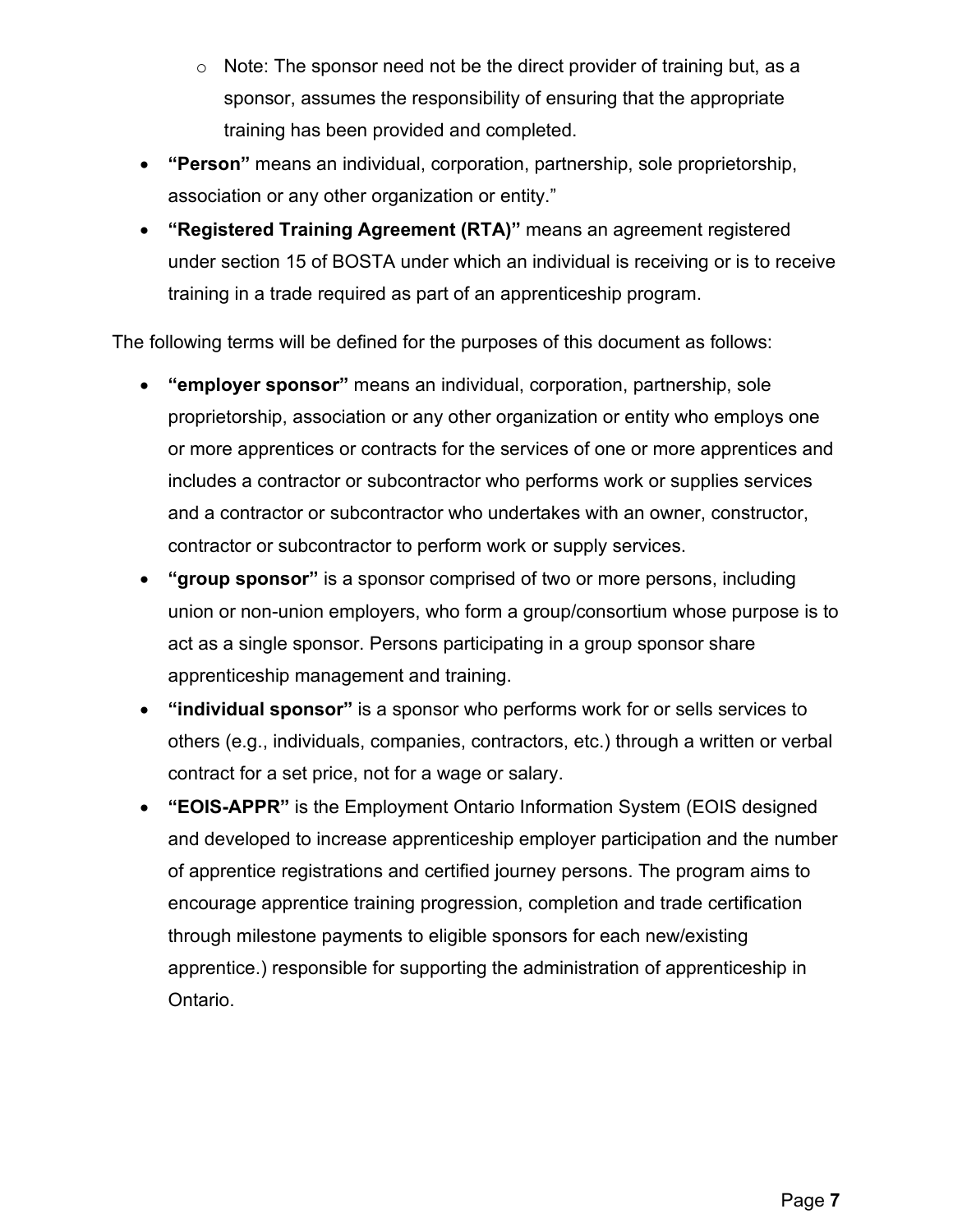- Note: The sponsor need not be the direct provider of training but, as a sponsor, assumes the responsibility of ensuring that the appropriate training has been provided and completed.
- **"Person"** means an individual, corporation, partnership, sole proprietorship, association or any other organization or entity."
- **"Registered Training Agreement (RTA)"** means an agreement registered under section 15 of BOSTA under which an individual is receiving or is to receive training in a trade required as part of an apprenticeship program.

The following terms will be defined for the purposes of this document as follows:

- **"employer sponsor"** means an individual, corporation, partnership, sole proprietorship, association or any other organization or entity who employs one or more apprentices or contracts for the services of one or more apprentices and includes a contractor or subcontractor who performs work or supplies services and a contractor or subcontractor who undertakes with an owner, constructor, contractor or subcontractor to perform work or supply services.
- **"group sponsor"** is a sponsor comprised of two or more persons, including union or non-union employers, who form a group/consortium whose purpose is to act as a single sponsor. Persons participating in a group sponsor share apprenticeship management and training.
- **"individual sponsor"** is a sponsor who performs work for or sells services to others (e.g., individuals, companies, contractors, etc.) through a written or verbal contract for a set price, not for a wage or salary.
- **"EOIS-APPR"** is the Employment Ontario Information System (EOIS designed and developed to increase apprenticeship employer participation and the number of apprentice registrations and certified journey persons. The program aims to encourage apprentice training progression, completion and trade certification through milestone payments to eligible sponsors for each new/existing apprentice.) responsible for supporting the administration of apprenticeship in Ontario.